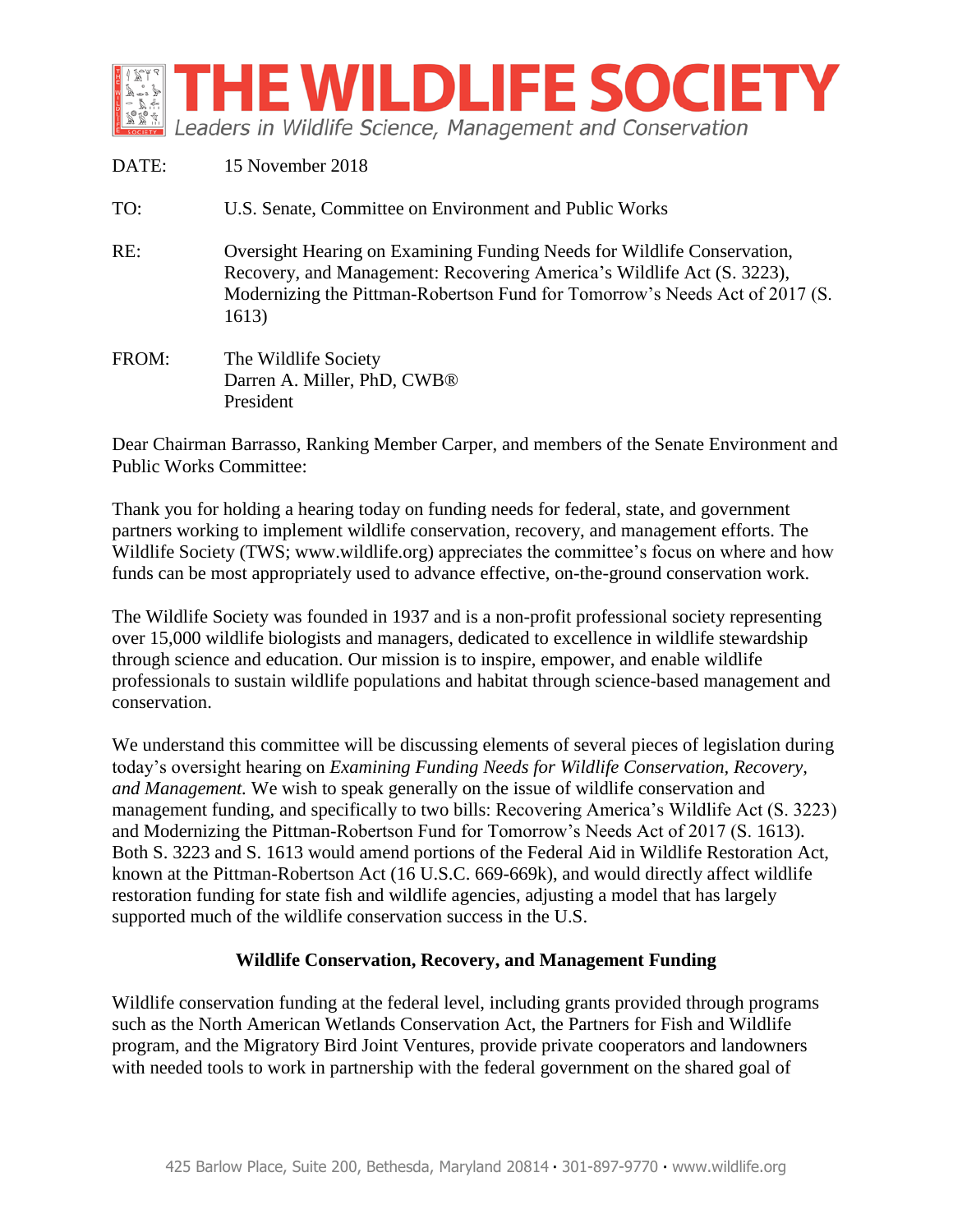# THE WILDLIFE SOCIETY

*Leaders in Wildlife Science, Management and Conservation*

DATE: 15 November 2018

TO: U.S. Senate, Committee on Environment and Public Works

RE: Oversight Hearing on Examining Funding Needs for Wildlife Conservation, Recovery, and Management: Recovering America's Wildlife Act (S. 3223), Modernizing the Pittman-Robertson Fund for Tomorrow's Needs Act of 2017 (S. 1613)

FROM: The Wildlife Society
Darren A. Miller, PhD, CWB®
President

Dear Chairman Barrasso, Ranking Member Carper, and members of the Senate Environment and Public Works Committee:

Thank you for holding a hearing today on funding needs for federal, state, and government partners working to implement wildlife conservation, recovery, and management efforts. The Wildlife Society (TWS; www.wildlife.org) appreciates the committee's focus on where and how funds can be most appropriately used to advance effective, on-the-ground conservation work.

The Wildlife Society was founded in 1937 and is a non-profit professional society representing over 15,000 wildlife biologists and managers, dedicated to excellence in wildlife stewardship through science and education. Our mission is to inspire, empower, and enable wildlife professionals to sustain wildlife populations and habitat through science-based management and conservation.

We understand this committee will be discussing elements of several pieces of legislation during today's oversight hearing on *Examining Funding Needs for Wildlife Conservation, Recovery, and Management.* We wish to speak generally on the issue of wildlife conservation and management funding, and specifically to two bills: Recovering America's Wildlife Act (S. 3223) and Modernizing the Pittman-Robertson Fund for Tomorrow's Needs Act of 2017 (S. 1613). Both S. 3223 and S. 1613 would amend portions of the Federal Aid in Wildlife Restoration Act, known at the Pittman-Robertson Act (16 U.S.C. 669-669k), and would directly affect wildlife restoration funding for state fish and wildlife agencies, adjusting a model that has largely supported much of the wildlife conservation success in the U.S.

## Wildlife Conservation, Recovery, and Management Funding

Wildlife conservation funding at the federal level, including grants provided through programs such as the North American Wetlands Conservation Act, the Partners for Fish and Wildlife program, and the Migratory Bird Joint Ventures, provide private cooperators and landowners with needed tools to work in partnership with the federal government on the shared goal of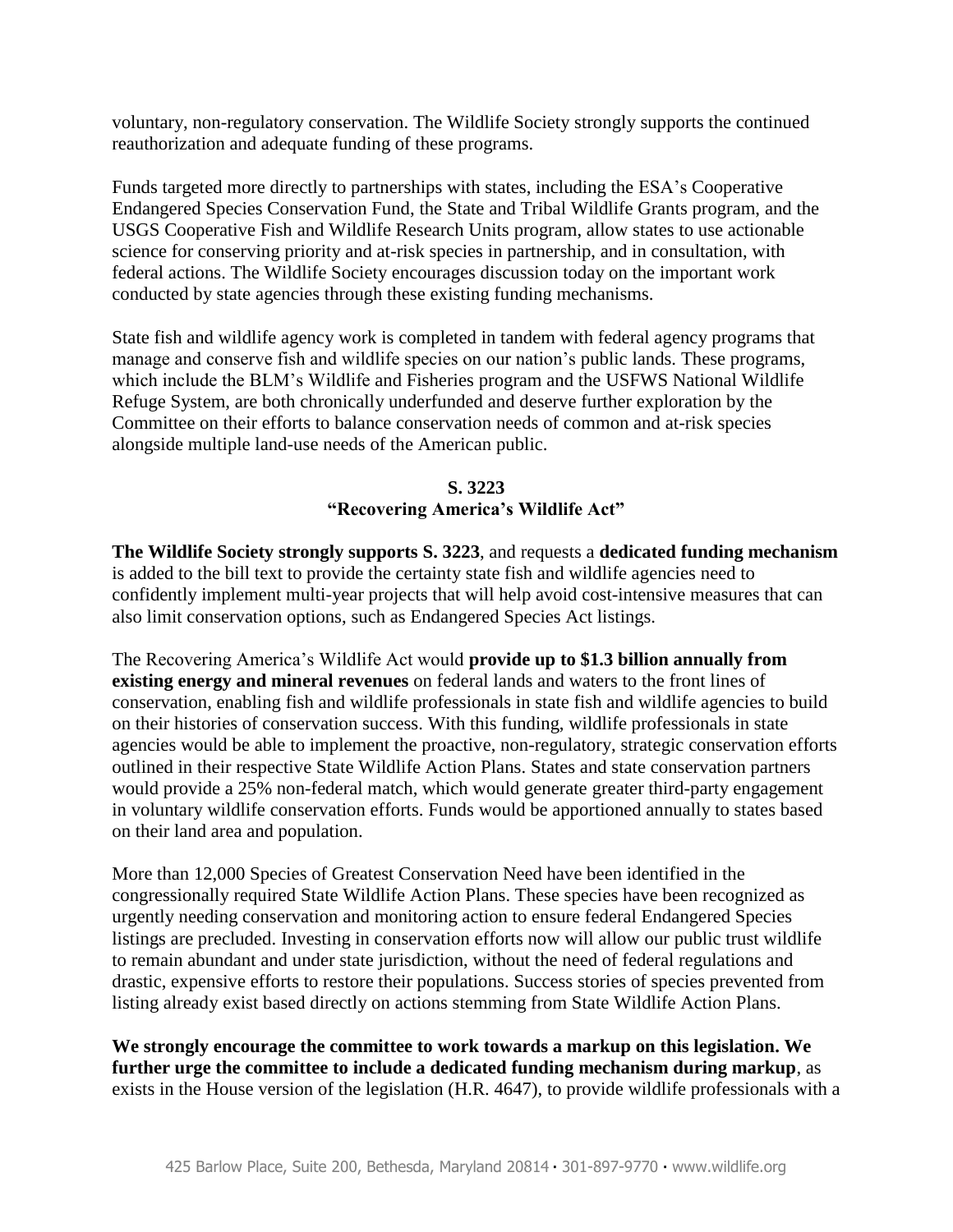voluntary, non-regulatory conservation. The Wildlife Society strongly supports the continued reauthorization and adequate funding of these programs.

Funds targeted more directly to partnerships with states, including the ESA's Cooperative Endangered Species Conservation Fund, the State and Tribal Wildlife Grants program, and the USGS Cooperative Fish and Wildlife Research Units program, allow states to use actionable science for conserving priority and at-risk species in partnership, and in consultation, with federal actions. The Wildlife Society encourages discussion today on the important work conducted by state agencies through these existing funding mechanisms.

State fish and wildlife agency work is completed in tandem with federal agency programs that manage and conserve fish and wildlife species on our nation's public lands. These programs, which include the BLM's Wildlife and Fisheries program and the USFWS National Wildlife Refuge System, are both chronically underfunded and deserve further exploration by the Committee on their efforts to balance conservation needs of common and at-risk species alongside multiple land-use needs of the American public.

## S. 3223
## "Recovering America's Wildlife Act"

**The Wildlife Society strongly supports S. 3223**, and requests a **dedicated funding mechanism** is added to the bill text to provide the certainty state fish and wildlife agencies need to confidently implement multi-year projects that will help avoid cost-intensive measures that can also limit conservation options, such as Endangered Species Act listings.

The Recovering America's Wildlife Act would **provide up to $1.3 billion annually from existing energy and mineral revenues** on federal lands and waters to the front lines of conservation, enabling fish and wildlife professionals in state fish and wildlife agencies to build on their histories of conservation success. With this funding, wildlife professionals in state agencies would be able to implement the proactive, non-regulatory, strategic conservation efforts outlined in their respective State Wildlife Action Plans. States and state conservation partners would provide a 25% non-federal match, which would generate greater third-party engagement in voluntary wildlife conservation efforts. Funds would be apportioned annually to states based on their land area and population.

More than 12,000 Species of Greatest Conservation Need have been identified in the congressionally required State Wildlife Action Plans. These species have been recognized as urgently needing conservation and monitoring action to ensure federal Endangered Species listings are precluded. Investing in conservation efforts now will allow our public trust wildlife to remain abundant and under state jurisdiction, without the need of federal regulations and drastic, expensive efforts to restore their populations. Success stories of species prevented from listing already exist based directly on actions stemming from State Wildlife Action Plans.

**We strongly encourage the committee to work towards a markup on this legislation. We further urge the committee to include a dedicated funding mechanism during markup**, as exists in the House version of the legislation (H.R. 4647), to provide wildlife professionals with a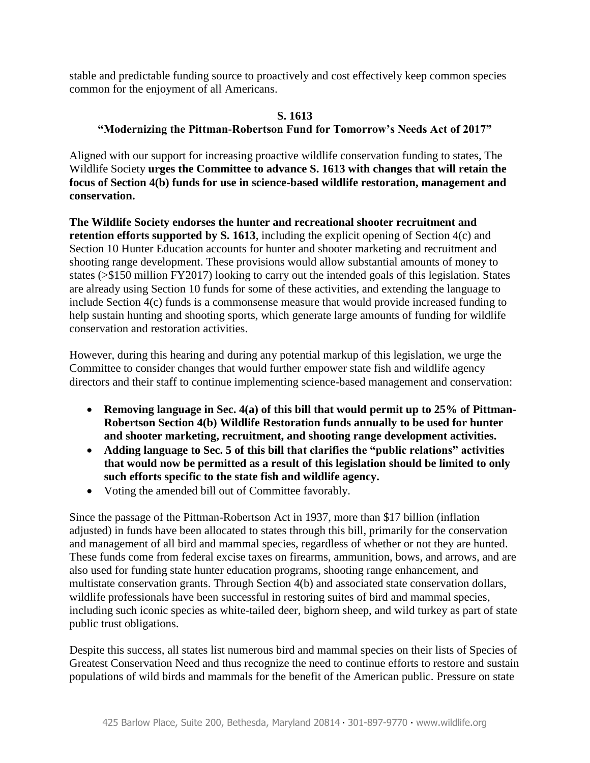stable and predictable funding source to proactively and cost effectively keep common species common for the enjoyment of all Americans.

**S. 1613**
**"Modernizing the Pittman-Robertson Fund for Tomorrow's Needs Act of 2017"**

Aligned with our support for increasing proactive wildlife conservation funding to states, The Wildlife Society **urges the Committee to advance S. 1613 with changes that will retain the focus of Section 4(b) funds for use in science-based wildlife restoration, management and conservation.**

**The Wildlife Society endorses the hunter and recreational shooter recruitment and retention efforts supported by S. 1613**, including the explicit opening of Section 4(c) and Section 10 Hunter Education accounts for hunter and shooter marketing and recruitment and shooting range development. These provisions would allow substantial amounts of money to states (>$150 million FY2017) looking to carry out the intended goals of this legislation. States are already using Section 10 funds for some of these activities, and extending the language to include Section 4(c) funds is a commonsense measure that would provide increased funding to help sustain hunting and shooting sports, which generate large amounts of funding for wildlife conservation and restoration activities.

However, during this hearing and during any potential markup of this legislation, we urge the Committee to consider changes that would further empower state fish and wildlife agency directors and their staff to continue implementing science-based management and conservation:

- **Removing language in Sec. 4(a) of this bill that would permit up to 25% of Pittman-Robertson Section 4(b) Wildlife Restoration funds annually to be used for hunter and shooter marketing, recruitment, and shooting range development activities.**
- **Adding language to Sec. 5 of this bill that clarifies the "public relations" activities that would now be permitted as a result of this legislation should be limited to only such efforts specific to the state fish and wildlife agency.**
- Voting the amended bill out of Committee favorably.

Since the passage of the Pittman-Robertson Act in 1937, more than $17 billion (inflation adjusted) in funds have been allocated to states through this bill, primarily for the conservation and management of all bird and mammal species, regardless of whether or not they are hunted. These funds come from federal excise taxes on firearms, ammunition, bows, and arrows, and are also used for funding state hunter education programs, shooting range enhancement, and multistate conservation grants. Through Section 4(b) and associated state conservation dollars, wildlife professionals have been successful in restoring suites of bird and mammal species, including such iconic species as white-tailed deer, bighorn sheep, and wild turkey as part of state public trust obligations.

Despite this success, all states list numerous bird and mammal species on their lists of Species of Greatest Conservation Need and thus recognize the need to continue efforts to restore and sustain populations of wild birds and mammals for the benefit of the American public. Pressure on state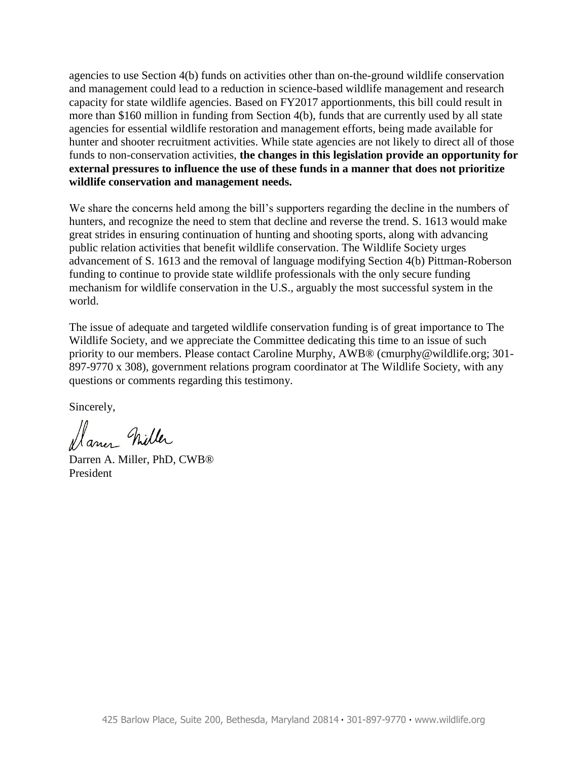agencies to use Section 4(b) funds on activities other than on-the-ground wildlife conservation and management could lead to a reduction in science-based wildlife management and research capacity for state wildlife agencies. Based on FY2017 apportionments, this bill could result in more than $160 million in funding from Section 4(b), funds that are currently used by all state agencies for essential wildlife restoration and management efforts, being made available for hunter and shooter recruitment activities. While state agencies are not likely to direct all of those funds to non-conservation activities, **the changes in this legislation provide an opportunity for external pressures to influence the use of these funds in a manner that does not prioritize wildlife conservation and management needs.**

We share the concerns held among the bill's supporters regarding the decline in the numbers of hunters, and recognize the need to stem that decline and reverse the trend. S. 1613 would make great strides in ensuring continuation of hunting and shooting sports, along with advancing public relation activities that benefit wildlife conservation. The Wildlife Society urges advancement of S. 1613 and the removal of language modifying Section 4(b) Pittman-Roberson funding to continue to provide state wildlife professionals with the only secure funding mechanism for wildlife conservation in the U.S., arguably the most successful system in the world.

The issue of adequate and targeted wildlife conservation funding is of great importance to The Wildlife Society, and we appreciate the Committee dedicating this time to an issue of such priority to our members. Please contact Caroline Murphy, AWB® (cmurphy@wildlife.org; 301-897-9770 x 308), government relations program coordinator at The Wildlife Society, with any questions or comments regarding this testimony.

Sincerely,

Darren A. Miller, PhD, CWB®
President

425 Barlow Place, Suite 200, Bethesda, Maryland 20814 · 301-897-9770 · www.wildlife.org